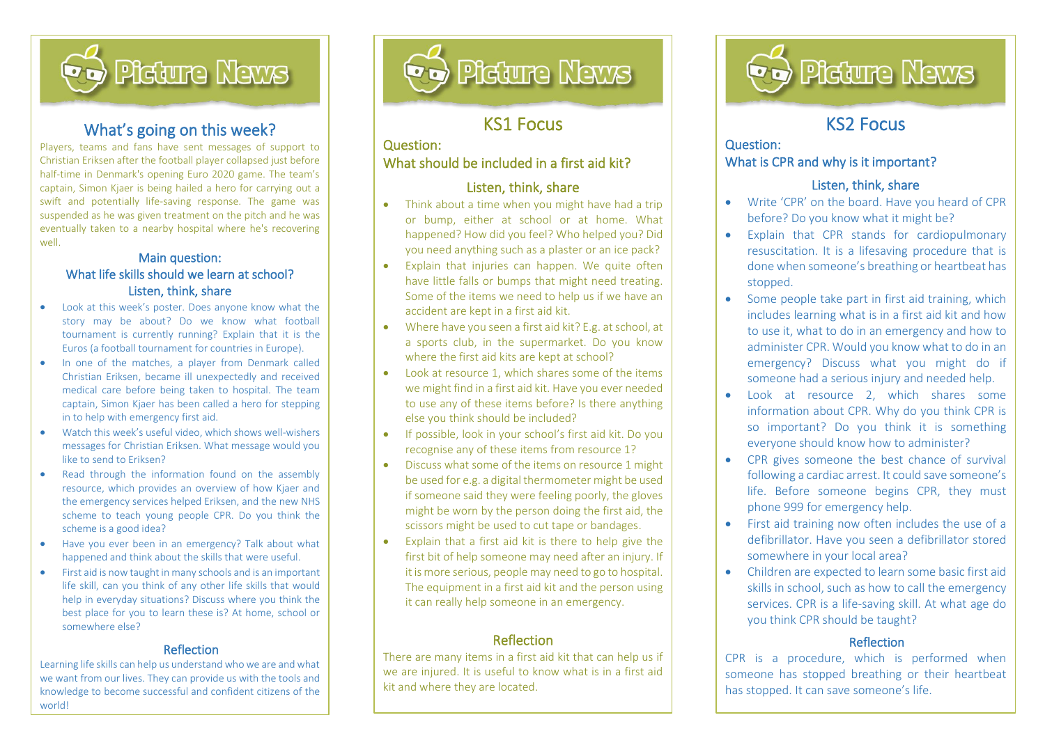# Picture News

## What's going on this week?

Players, teams and fans have sent messages of support to Christian Eriksen after the football player collapsed just before half-time in Denmark's opening Euro 2020 game. The team's captain, Simon Kjaer is being hailed a hero for carrying out a swift and potentially life-saving response. The game was suspended as he was given treatment on the pitch and he was eventually taken to a nearby hospital where he's recovering well.

### Main question:
### What life skills should we learn at school?
### Listen, think, share

- Look at this week's poster. Does anyone know what the story may be about? Do we know what football tournament is currently running? Explain that it is the Euros (a football tournament for countries in Europe).
- In one of the matches, a player from Denmark called Christian Eriksen, became ill unexpectedly and received medical care before being taken to hospital. The team captain, Simon Kjaer has been called a hero for stepping in to help with emergency first aid.
- Watch this week's useful video, which shows well-wishers messages for Christian Eriksen. What message would you like to send to Eriksen?
- Read through the information found on the assembly resource, which provides an overview of how Kjaer and the emergency services helped Eriksen, and the new NHS scheme to teach young people CPR. Do you think the scheme is a good idea?
- Have you ever been in an emergency? Talk about what happened and think about the skills that were useful.
- First aid is now taught in many schools and is an important life skill, can you think of any other life skills that would help in everyday situations? Discuss where you think the best place for you to learn these is? At home, school or somewhere else?

### Reflection

Learning life skills can help us understand who we are and what we want from our lives. They can provide us with the tools and knowledge to become successful and confident citizens of the world!

# Picture News

## KS1 Focus

### Question:
### What should be included in a first aid kit?

### Listen, think, share

- Think about a time when you might have had a trip or bump, either at school or at home. What happened? How did you feel? Who helped you? Did you need anything such as a plaster or an ice pack?
- Explain that injuries can happen. We quite often have little falls or bumps that might need treating. Some of the items we need to help us if we have an accident are kept in a first aid kit.
- Where have you seen a first aid kit? E.g. at school, at a sports club, in the supermarket. Do you know where the first aid kits are kept at school?
- Look at resource 1, which shares some of the items we might find in a first aid kit. Have you ever needed to use any of these items before? Is there anything else you think should be included?
- If possible, look in your school's first aid kit. Do you recognise any of these items from resource 1?
- Discuss what some of the items on resource 1 might be used for e.g. a digital thermometer might be used if someone said they were feeling poorly, the gloves might be worn by the person doing the first aid, the scissors might be used to cut tape or bandages.
- Explain that a first aid kit is there to help give the first bit of help someone may need after an injury. If it is more serious, people may need to go to hospital. The equipment in a first aid kit and the person using it can really help someone in an emergency.

### Reflection

There are many items in a first aid kit that can help us if we are injured. It is useful to know what is in a first aid kit and where they are located.

# Picture News

## KS2 Focus

### Question:
### What is CPR and why is it important?

### Listen, think, share

- Write 'CPR' on the board. Have you heard of CPR before? Do you know what it might be?
- Explain that CPR stands for cardiopulmonary resuscitation. It is a lifesaving procedure that is done when someone's breathing or heartbeat has stopped.
- Some people take part in first aid training, which includes learning what is in a first aid kit and how to use it, what to do in an emergency and how to administer CPR. Would you know what to do in an emergency? Discuss what you might do if someone had a serious injury and needed help.
- Look at resource 2, which shares some information about CPR. Why do you think CPR is so important? Do you think it is something everyone should know how to administer?
- CPR gives someone the best chance of survival following a cardiac arrest. It could save someone's life. Before someone begins CPR, they must phone 999 for emergency help.
- First aid training now often includes the use of a defibrillator. Have you seen a defibrillator stored somewhere in your local area?
- Children are expected to learn some basic first aid skills in school, such as how to call the emergency services. CPR is a life-saving skill. At what age do you think CPR should be taught?

### Reflection

CPR is a procedure, which is performed when someone has stopped breathing or their heartbeat has stopped. It can save someone's life.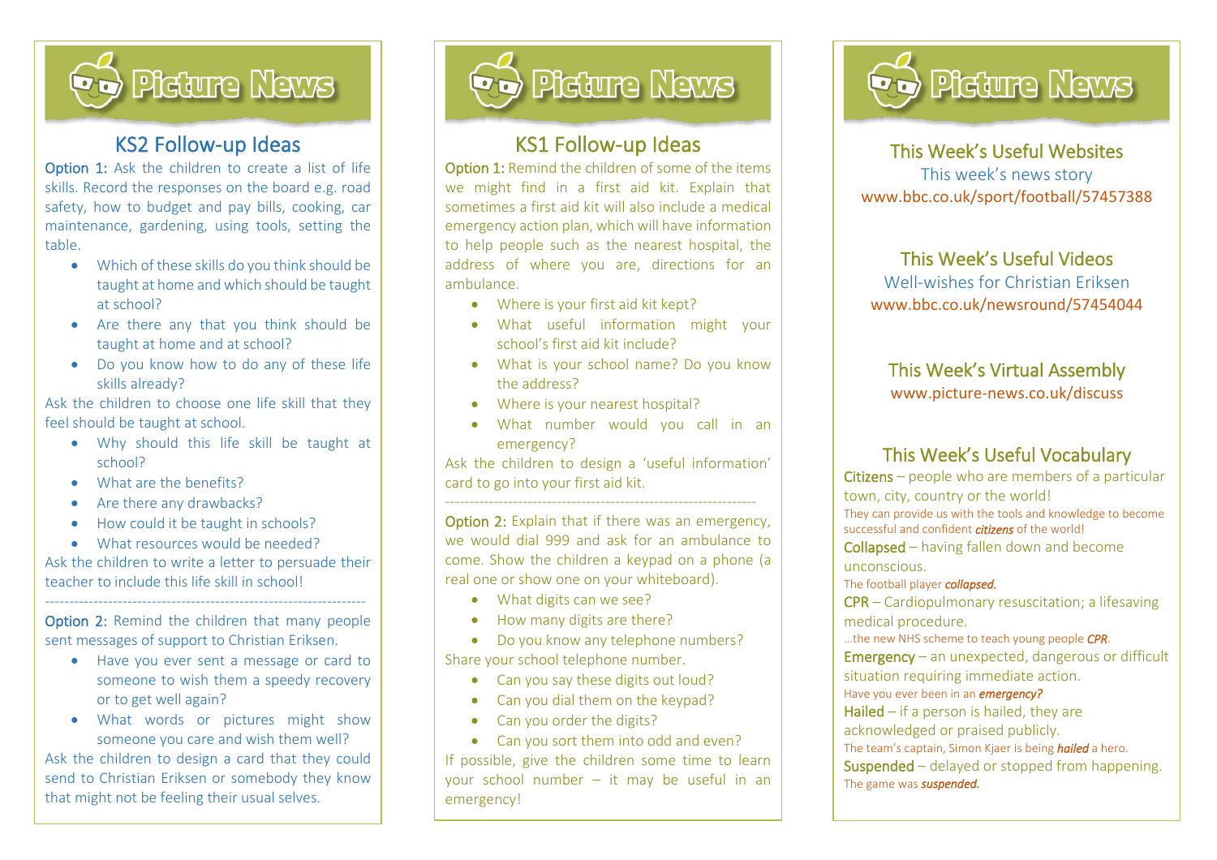## Picture News

### KS2 Follow-up Ideas

**Option 1:** Ask the children to create a list of life skills. Record the responses on the board e.g. road safety, how to budget and pay bills, cooking, car maintenance, gardening, using tools, setting the table.

- Which of these skills do you think should be taught at home and which should be taught at school?
- Are there any that you think should be taught at home and at school?
- Do you know how to do any of these life skills already?

Ask the children to choose one life skill that they feel should be taught at school.

- Why should this life skill be taught at school?
- What are the benefits?
- Are there any drawbacks?
- How could it be taught in schools?
- What resources would be needed?

Ask the children to write a letter to persuade their teacher to include this life skill in school!

---

**Option 2:** Remind the children that many people sent messages of support to Christian Eriksen.

- Have you ever sent a message or card to someone to wish them a speedy recovery or to get well again?
- What words or pictures might show someone you care and wish them well?

Ask the children to design a card that they could send to Christian Eriksen or somebody they know that might not be feeling their usual selves.

## Picture News

### KS1 Follow-up Ideas

**Option 1:** Remind the children of some of the items we might find in a first aid kit. Explain that sometimes a first aid kit will also include a medical emergency action plan, which will have information to help people such as the nearest hospital, the address of where you are, directions for an ambulance.

- Where is your first aid kit kept?
- What useful information might your school's first aid kit include?
- What is your school name? Do you know the address?
- Where is your nearest hospital?
- What number would you call in an emergency?

Ask the children to design a 'useful information' card to go into your first aid kit.

---

**Option 2:** Explain that if there was an emergency, we would dial 999 and ask for an ambulance to come. Show the children a keypad on a phone (a real one or show one on your whiteboard).

- What digits can we see?
- How many digits are there?
- Do you know any telephone numbers?

Share your school telephone number.

- Can you say these digits out loud?
- Can you dial them on the keypad?
- Can you order the digits?
- Can you sort them into odd and even?

If possible, give the children some time to learn your school number – it may be useful in an emergency!

## Picture News

### This Week's Useful Websites

This week's news story
www.bbc.co.uk/sport/football/57457388

### This Week's Useful Videos

Well-wishes for Christian Eriksen
www.bbc.co.uk/newsround/57454044

### This Week's Virtual Assembly

www.picture-news.co.uk/discuss

### This Week's Useful Vocabulary

**Citizens** – people who are members of a particular town, city, country or the world!
They can provide us with the tools and knowledge to become successful and confident ***citizens*** of the world!

**Collapsed** – having fallen down and become unconscious.
The football player ***collapsed.***

**CPR** – Cardiopulmonary resuscitation; a lifesaving medical procedure.
…the new NHS scheme to teach young people ***CPR***.

**Emergency** – an unexpected, dangerous or difficult situation requiring immediate action.
Have you ever been in an ***emergency?***

**Hailed** – if a person is hailed, they are acknowledged or praised publicly.
The team's captain, Simon Kjaer is being ***hailed*** a hero.

**Suspended** – delayed or stopped from happening.
The game was ***suspended.***